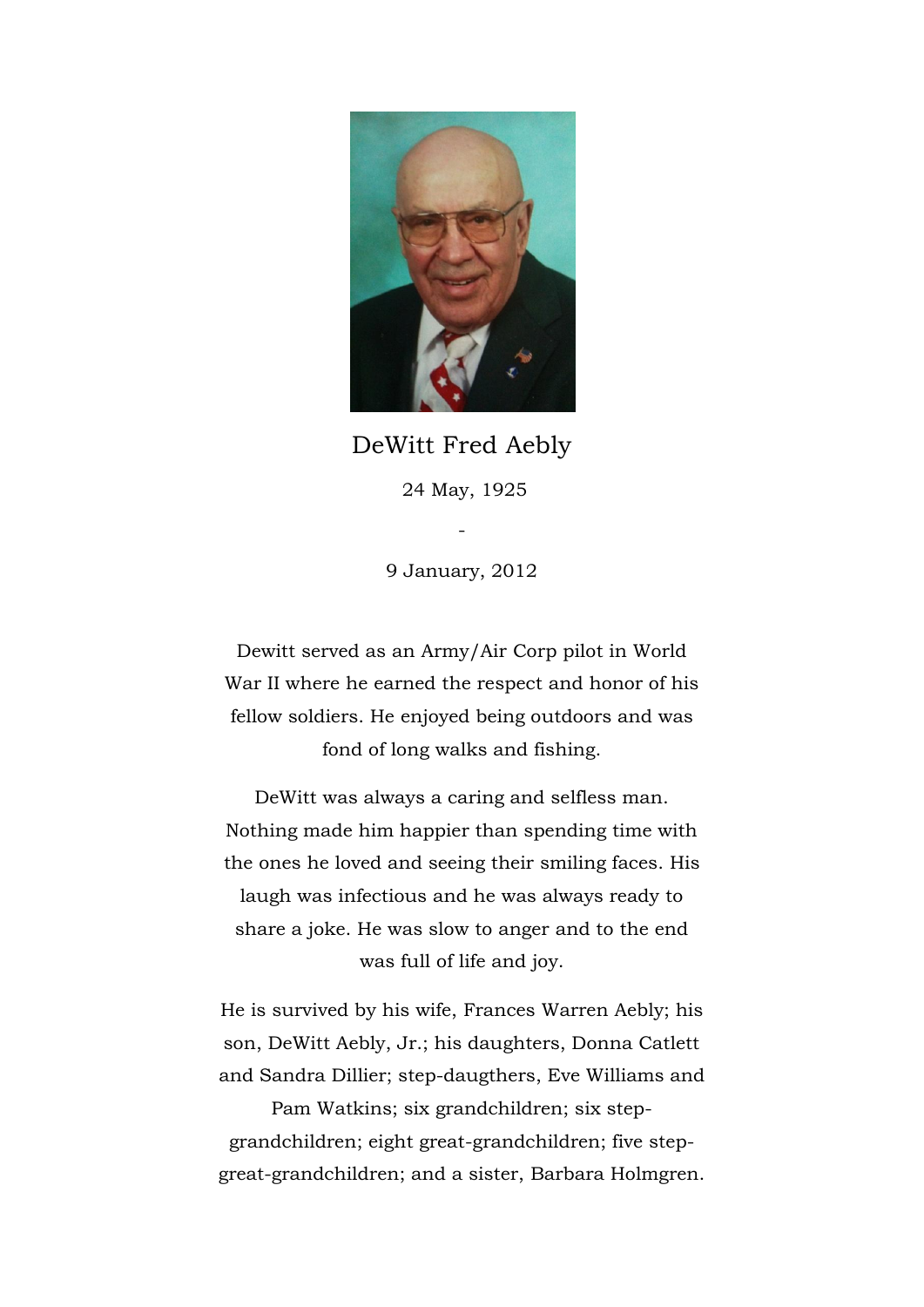# DeWitt Fred Aebly

24 May, 1925

-

9 January, 2012

Dewitt served as an Army/Air Corp pilot in World War II where he earned the respect and honor of his fellow soldiers. He enjoyed being outdoors and was fond of long walks and fishing.

DeWitt was always a caring and selfless man. Nothing made him happier than spending time with the ones he loved and seeing their smiling faces. His laugh was infectious and he was always ready to share a joke. He was slow to anger and to the end was full of life and joy.

He is survived by his wife, Frances Warren Aebly; his son, DeWitt Aebly, Jr.; his daughters, Donna Catlett and Sandra Dillier; step-daugthers, Eve Williams and Pam Watkins; six grandchildren; six step-grandchildren; eight great-grandchildren; five step-great-grandchildren; and a sister, Barbara Holmgren.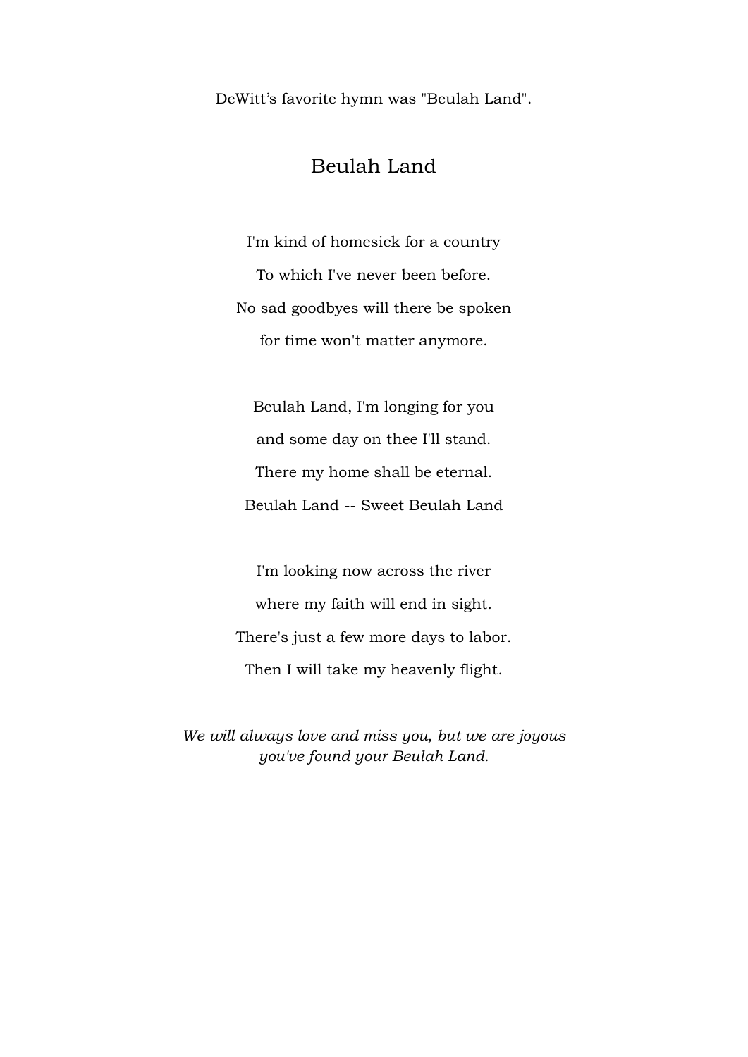DeWitt's favorite hymn was "Beulah Land".

## Beulah Land

I'm kind of homesick for a country

To which I've never been before.

No sad goodbyes will there be spoken

for time won't matter anymore.

Beulah Land, I'm longing for you

and some day on thee I'll stand.

There my home shall be eternal.

Beulah Land -- Sweet Beulah Land

I'm looking now across the river

where my faith will end in sight.

There's just a few more days to labor.

Then I will take my heavenly flight.

*We will always love and miss you, but we are joyous you've found your Beulah Land.*